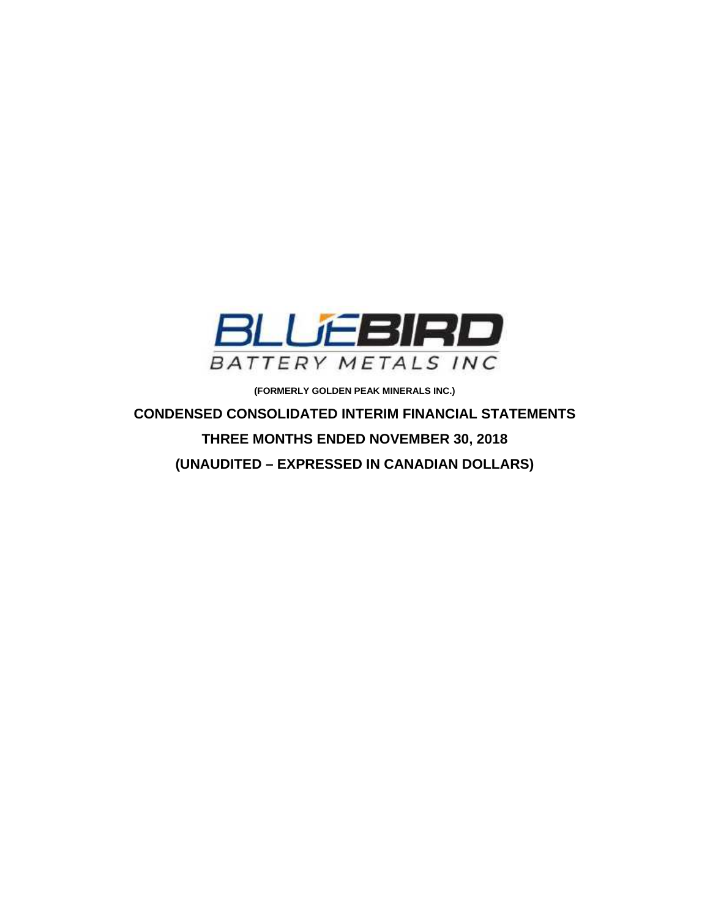BLUEBIRD

BATTERY METALS INC

**(FORMERLY GOLDEN PEAK MINERALS INC.)**

# CONDENSED CONSOLIDATED INTERIM FINANCIAL STATEMENTS

# THREE MONTHS ENDED NOVEMBER 30, 2018

# (UNAUDITED – EXPRESSED IN CANADIAN DOLLARS)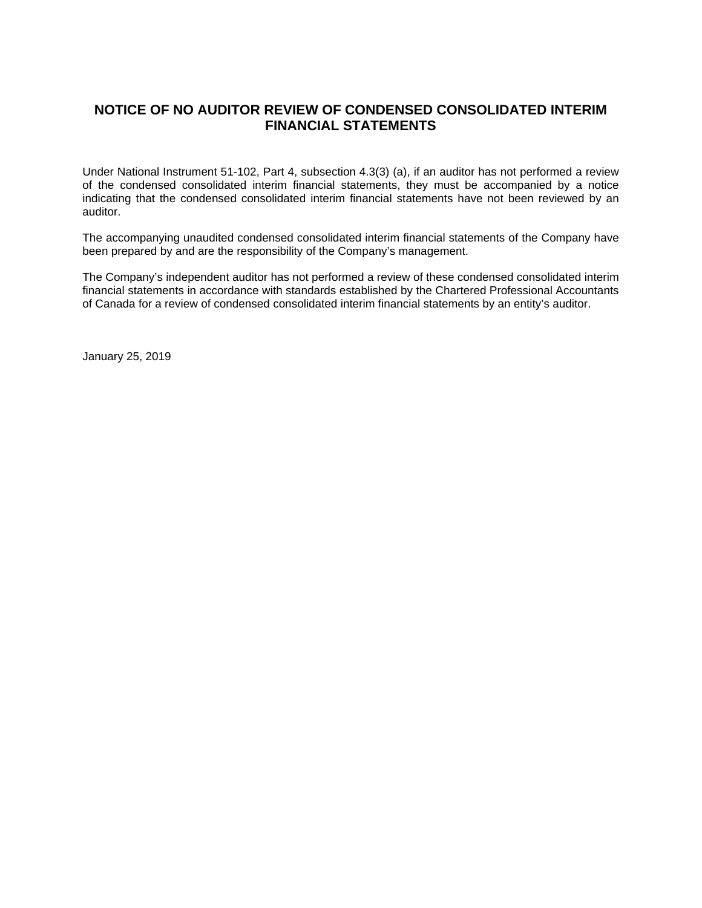# NOTICE OF NO AUDITOR REVIEW OF CONDENSED CONSOLIDATED INTERIM FINANCIAL STATEMENTS

Under National Instrument 51-102, Part 4, subsection 4.3(3) (a), if an auditor has not performed a review of the condensed consolidated interim financial statements, they must be accompanied by a notice indicating that the condensed consolidated interim financial statements have not been reviewed by an auditor.

The accompanying unaudited condensed consolidated interim financial statements of the Company have been prepared by and are the responsibility of the Company's management.

The Company's independent auditor has not performed a review of these condensed consolidated interim financial statements in accordance with standards established by the Chartered Professional Accountants of Canada for a review of condensed consolidated interim financial statements by an entity's auditor.

January 25, 2019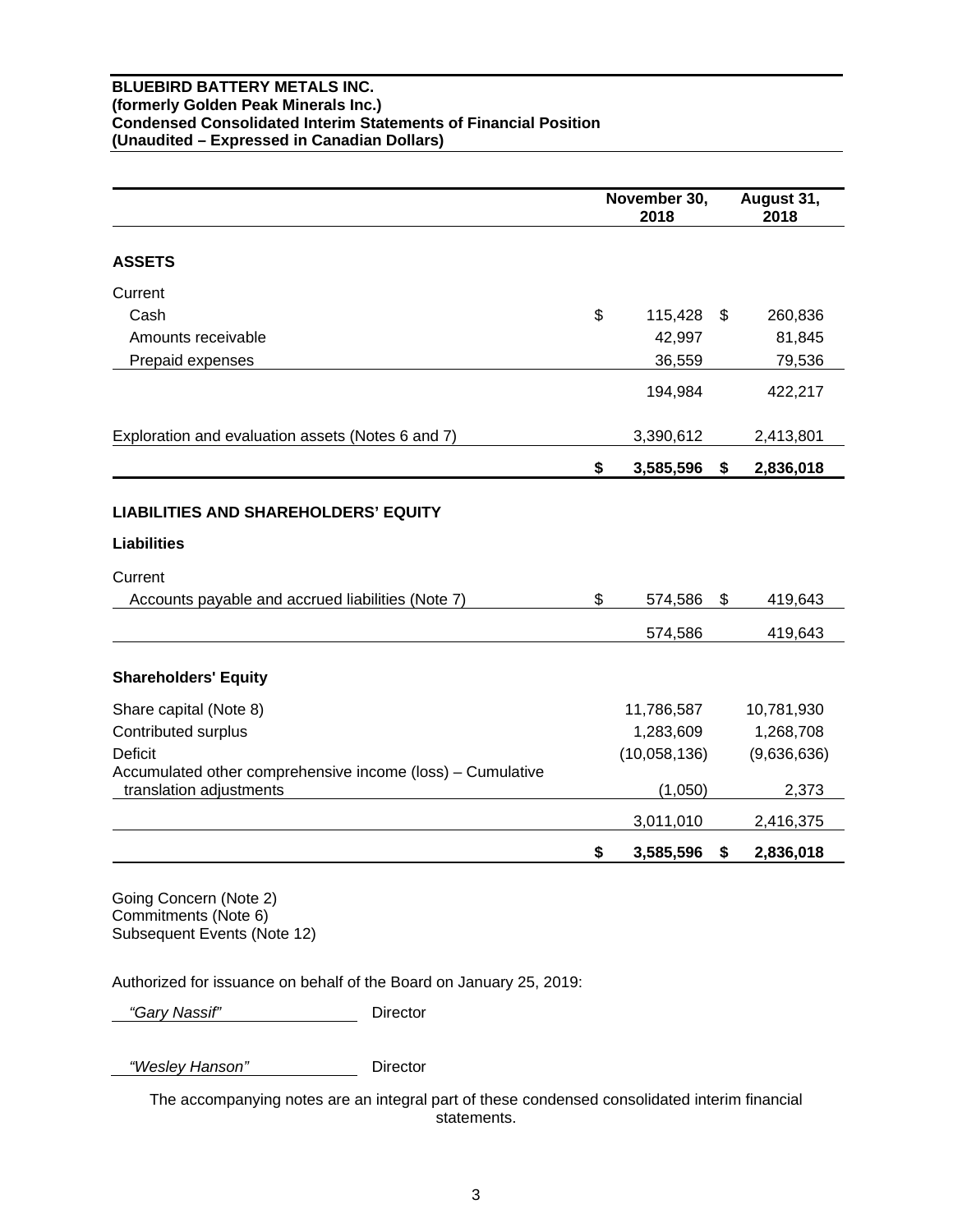**BLUEBIRD BATTERY METALS INC.**
**(formerly Golden Peak Minerals Inc.)**
**Condensed Consolidated Interim Statements of Financial Position**
**(Unaudited – Expressed in Canadian Dollars)**

| | November 30, 2018 | August 31, 2018 |
|---|---|---|
| **ASSETS** | | |
| Current | | |
| Cash | $ 115,428 | $ 260,836 |
| Amounts receivable | 42,997 | 81,845 |
| Prepaid expenses | 36,559 | 79,536 |
| | 194,984 | 422,217 |
| Exploration and evaluation assets (Notes 6 and 7) | 3,390,612 | 2,413,801 |
| | **$ 3,585,596** | **$ 2,836,018** |
| **LIABILITIES AND SHAREHOLDERS' EQUITY** | | |
| **Liabilities** | | |
| Current | | |
| Accounts payable and accrued liabilities (Note 7) | $ 574,586 | $ 419,643 |
| | 574,586 | 419,643 |
| **Shareholders' Equity** | | |
| Share capital (Note 8) | 11,786,587 | 10,781,930 |
| Contributed surplus | 1,283,609 | 1,268,708 |
| Deficit | (10,058,136) | (9,636,636) |
| Accumulated other comprehensive income (loss) – Cumulative translation adjustments | (1,050) | 2,373 |
| | 3,011,010 | 2,416,375 |
| | **$ 3,585,596** | **$ 2,836,018** |

Going Concern (Note 2)
Commitments (Note 6)
Subsequent Events (Note 12)

Authorized for issuance on behalf of the Board on January 25, 2019:

*"Gary Nassif"* Director

*"Wesley Hanson"* Director

The accompanying notes are an integral part of these condensed consolidated interim financial statements.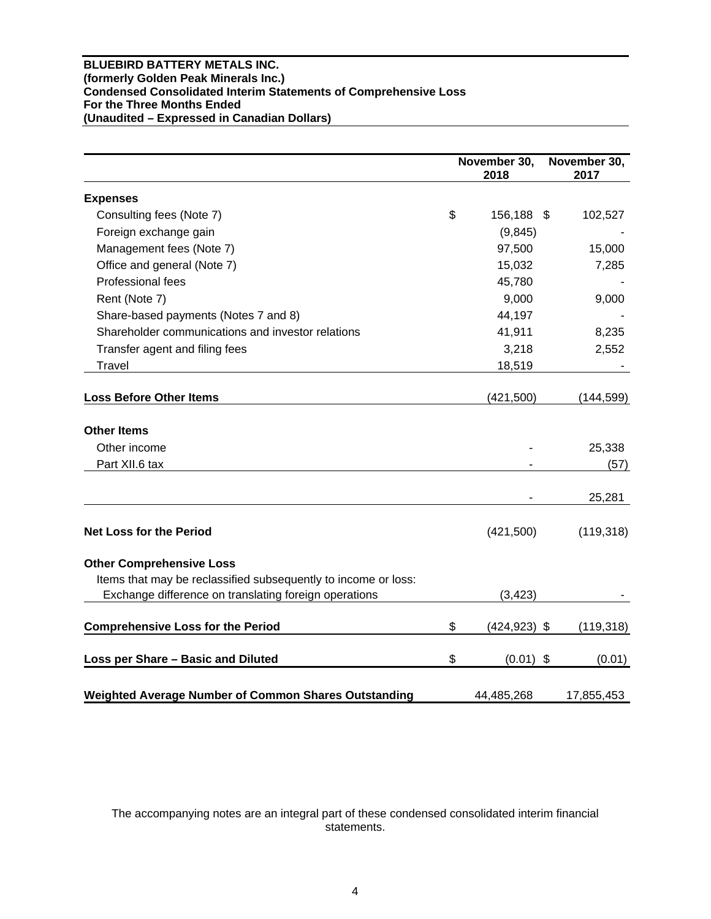**BLUEBIRD BATTERY METALS INC.**
**(formerly Golden Peak Minerals Inc.)**
**Condensed Consolidated Interim Statements of Comprehensive Loss**
**For the Three Months Ended**
**(Unaudited – Expressed in Canadian Dollars)**

| | November 30, 2018 | November 30, 2017 |
|---|---|---|
| **Expenses** | | |
| Consulting fees (Note 7) | $ 156,188 | $ 102,527 |
| Foreign exchange gain | (9,845) | - |
| Management fees (Note 7) | 97,500 | 15,000 |
| Office and general (Note 7) | 15,032 | 7,285 |
| Professional fees | 45,780 | - |
| Rent (Note 7) | 9,000 | 9,000 |
| Share-based payments (Notes 7 and 8) | 44,197 | - |
| Shareholder communications and investor relations | 41,911 | 8,235 |
| Transfer agent and filing fees | 3,218 | 2,552 |
| Travel | 18,519 | - |
| **Loss Before Other Items** | (421,500) | (144,599) |
| **Other Items** | | |
| Other income | - | 25,338 |
| Part XII.6 tax | - | (57) |
| | - | 25,281 |
| **Net Loss for the Period** | (421,500) | (119,318) |
| **Other Comprehensive Loss** | | |
| Items that may be reclassified subsequently to income or loss: | | |
| Exchange difference on translating foreign operations | (3,423) | - |
| **Comprehensive Loss for the Period** | $ (424,923) | $ (119,318) |
| **Loss per Share – Basic and Diluted** | $ (0.01) | $ (0.01) |
| **Weighted Average Number of Common Shares Outstanding** | 44,485,268 | 17,855,453 |

The accompanying notes are an integral part of these condensed consolidated interim financial statements.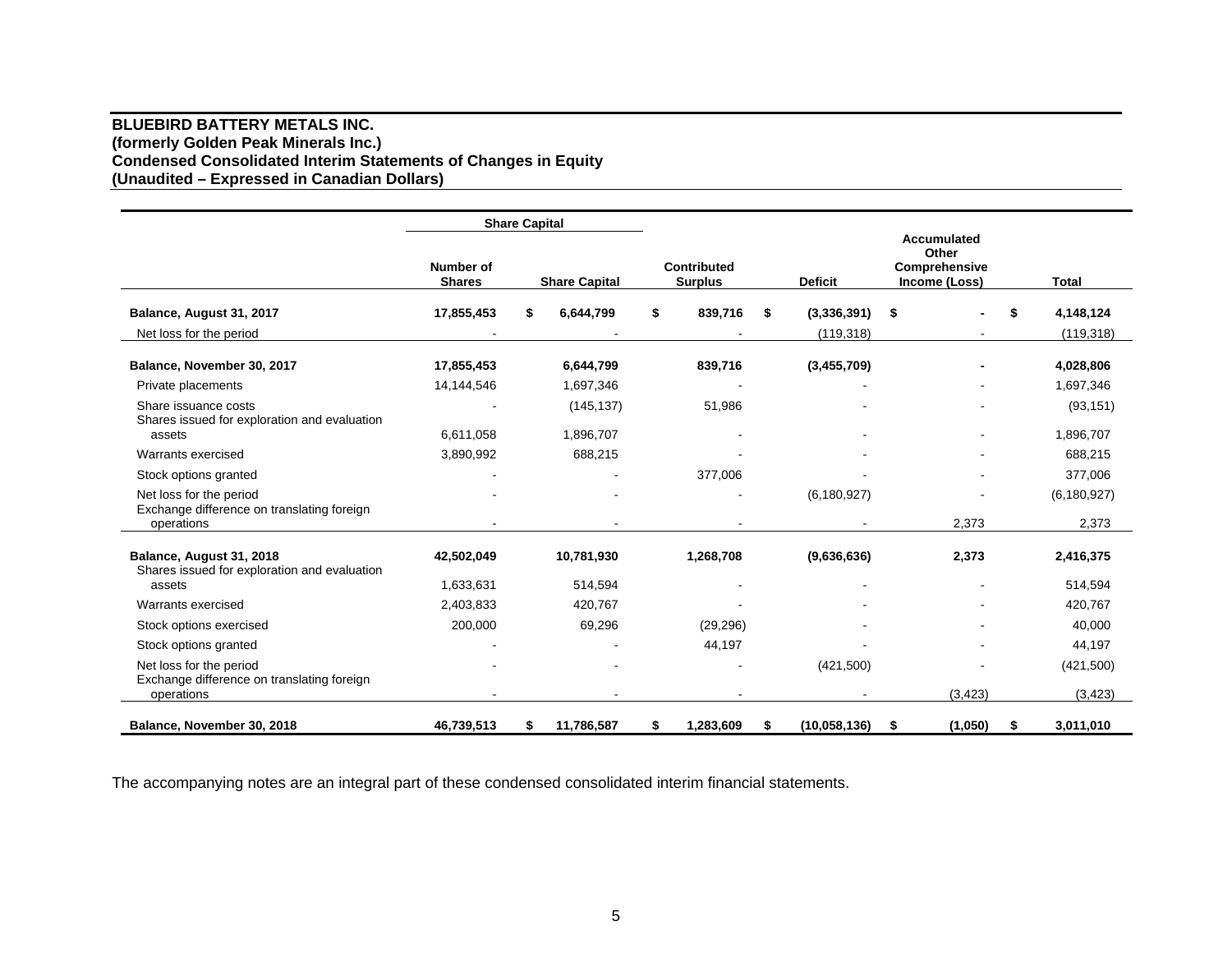**BLUEBIRD BATTERY METALS INC.**
**(formerly Golden Peak Minerals Inc.)**
**Condensed Consolidated Interim Statements of Changes in Equity**
**(Unaudited – Expressed in Canadian Dollars)**

| | Share Capital | | | | | |
|---|---|---|---|---|---|---|
| | Number of Shares | Share Capital | Contributed Surplus | Deficit | Accumulated Other Comprehensive Income (Loss) | Total |
| **Balance, August 31, 2017** | **17,855,453** | **$ 6,644,799** | **$ 839,716** | **$ (3,336,391)** | **$ -** | **$ 4,148,124** |
| Net loss for the period | - | - | - | (119,318) | - | (119,318) |
| **Balance, November 30, 2017** | **17,855,453** | **6,644,799** | **839,716** | **(3,455,709)** | **-** | **4,028,806** |
| Private placements | 14,144,546 | 1,697,346 | - | - | - | 1,697,346 |
| Share issuance costs | - | (145,137) | 51,986 | - | - | (93,151) |
| Shares issued for exploration and evaluation assets | 6,611,058 | 1,896,707 | - | - | - | 1,896,707 |
| Warrants exercised | 3,890,992 | 688,215 | - | - | - | 688,215 |
| Stock options granted | - | - | 377,006 | - | - | 377,006 |
| Net loss for the period | - | - | - | (6,180,927) | - | (6,180,927) |
| Exchange difference on translating foreign operations | - | - | - | - | 2,373 | 2,373 |
| **Balance, August 31, 2018** | **42,502,049** | **10,781,930** | **1,268,708** | **(9,636,636)** | **2,373** | **2,416,375** |
| Shares issued for exploration and evaluation assets | 1,633,631 | 514,594 | - | - | - | 514,594 |
| Warrants exercised | 2,403,833 | 420,767 | - | - | - | 420,767 |
| Stock options exercised | 200,000 | 69,296 | (29,296) | - | - | 40,000 |
| Stock options granted | - | - | 44,197 | - | - | 44,197 |
| Net loss for the period | - | - | - | (421,500) | - | (421,500) |
| Exchange difference on translating foreign operations | - | - | - | - | (3,423) | (3,423) |
| **Balance, November 30, 2018** | **46,739,513** | **$ 11,786,587** | **$ 1,283,609** | **$ (10,058,136)** | **$ (1,050)** | **$ 3,011,010** |

The accompanying notes are an integral part of these condensed consolidated interim financial statements.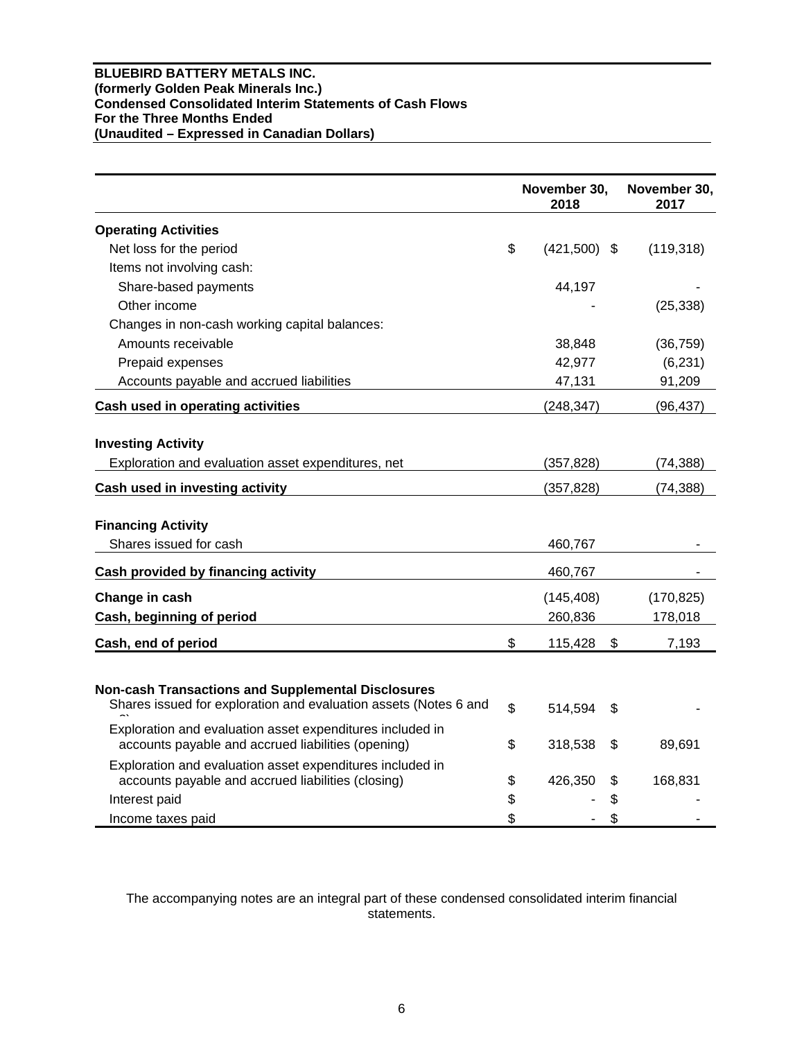**BLUEBIRD BATTERY METALS INC.**
**(formerly Golden Peak Minerals Inc.)**
**Condensed Consolidated Interim Statements of Cash Flows**
**For the Three Months Ended**
**(Unaudited – Expressed in Canadian Dollars)**

| | November 30, 2018 | November 30, 2017 |
|---|---|---|
| **Operating Activities** | | |
| Net loss for the period | $ (421,500) | $ (119,318) |
| Items not involving cash: | | |
| Share-based payments | 44,197 | - |
| Other income | - | (25,338) |
| Changes in non-cash working capital balances: | | |
| Amounts receivable | 38,848 | (36,759) |
| Prepaid expenses | 42,977 | (6,231) |
| Accounts payable and accrued liabilities | 47,131 | 91,209 |
| **Cash used in operating activities** | (248,347) | (96,437) |
| **Investing Activity** | | |
| Exploration and evaluation asset expenditures, net | (357,828) | (74,388) |
| **Cash used in investing activity** | (357,828) | (74,388) |
| **Financing Activity** | | |
| Shares issued for cash | 460,767 | - |
| **Cash provided by financing activity** | 460,767 | - |
| **Change in cash** | (145,408) | (170,825) |
| **Cash, beginning of period** | 260,836 | 178,018 |
| **Cash, end of period** | $ 115,428 | $ 7,193 |
| **Non-cash Transactions and Supplemental Disclosures** | | |
| Shares issued for exploration and evaluation assets (Notes 6 and 8) | $ 514,594 | $ - |
| Exploration and evaluation asset expenditures included in accounts payable and accrued liabilities (opening) | $ 318,538 | $ 89,691 |
| Exploration and evaluation asset expenditures included in accounts payable and accrued liabilities (closing) | $ 426,350 | $ 168,831 |
| Interest paid | $ - | $ - |
| Income taxes paid | $ - | $ - |

The accompanying notes are an integral part of these condensed consolidated interim financial statements.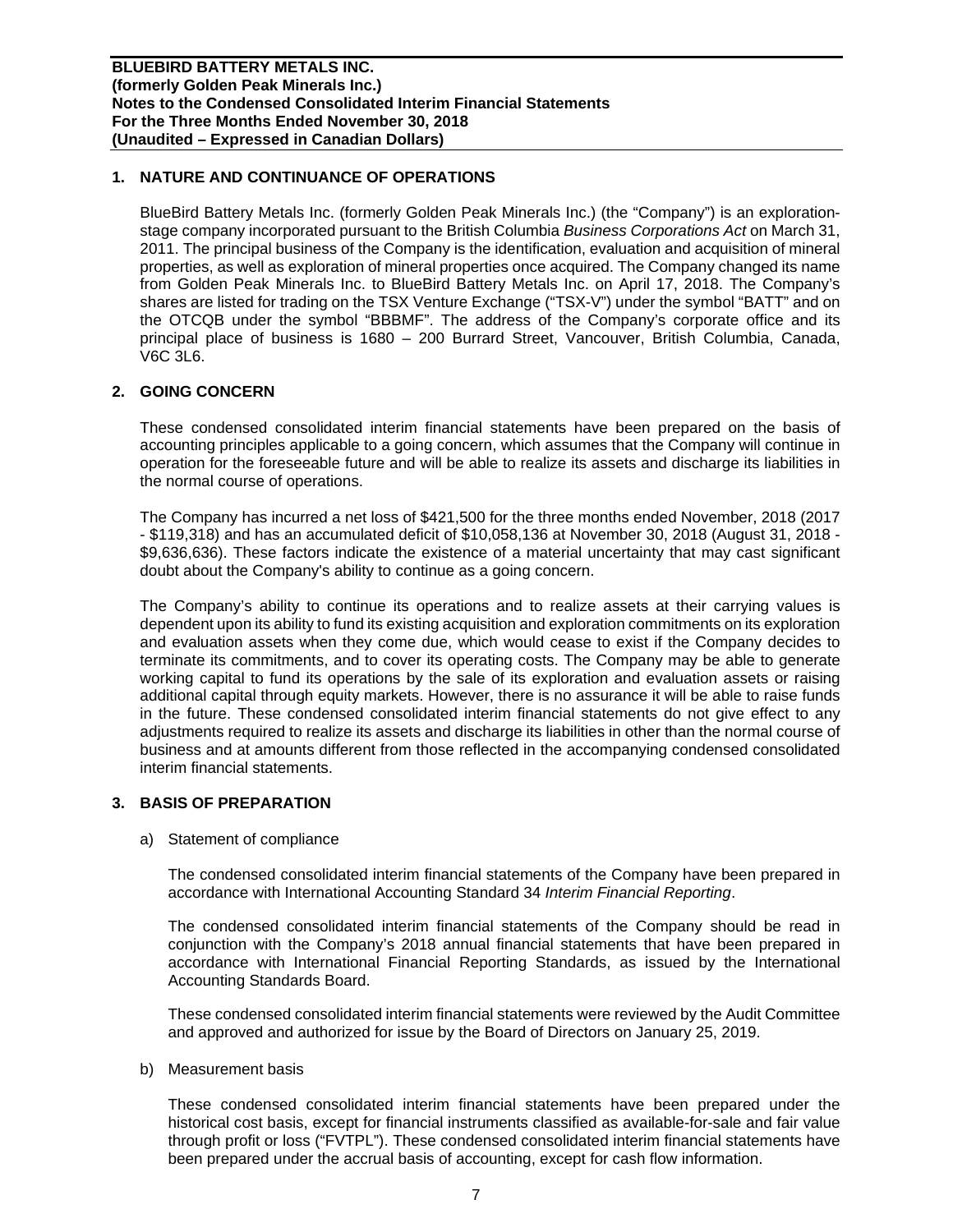## 1. NATURE AND CONTINUANCE OF OPERATIONS

BlueBird Battery Metals Inc. (formerly Golden Peak Minerals Inc.) (the "Company") is an exploration-stage company incorporated pursuant to the British Columbia *Business Corporations Act* on March 31, 2011. The principal business of the Company is the identification, evaluation and acquisition of mineral properties, as well as exploration of mineral properties once acquired. The Company changed its name from Golden Peak Minerals Inc. to BlueBird Battery Metals Inc. on April 17, 2018. The Company's shares are listed for trading on the TSX Venture Exchange ("TSX-V") under the symbol "BATT" and on the OTCQB under the symbol "BBBMF". The address of the Company's corporate office and its principal place of business is 1680 – 200 Burrard Street, Vancouver, British Columbia, Canada, V6C 3L6.

## 2. GOING CONCERN

These condensed consolidated interim financial statements have been prepared on the basis of accounting principles applicable to a going concern, which assumes that the Company will continue in operation for the foreseeable future and will be able to realize its assets and discharge its liabilities in the normal course of operations.

The Company has incurred a net loss of $421,500 for the three months ended November, 2018 (2017 - $119,318) and has an accumulated deficit of $10,058,136 at November 30, 2018 (August 31, 2018 - $9,636,636). These factors indicate the existence of a material uncertainty that may cast significant doubt about the Company's ability to continue as a going concern.

The Company's ability to continue its operations and to realize assets at their carrying values is dependent upon its ability to fund its existing acquisition and exploration commitments on its exploration and evaluation assets when they come due, which would cease to exist if the Company decides to terminate its commitments, and to cover its operating costs. The Company may be able to generate working capital to fund its operations by the sale of its exploration and evaluation assets or raising additional capital through equity markets. However, there is no assurance it will be able to raise funds in the future. These condensed consolidated interim financial statements do not give effect to any adjustments required to realize its assets and discharge its liabilities in other than the normal course of business and at amounts different from those reflected in the accompanying condensed consolidated interim financial statements.

## 3. BASIS OF PREPARATION

a) Statement of compliance

The condensed consolidated interim financial statements of the Company have been prepared in accordance with International Accounting Standard 34 *Interim Financial Reporting*.

The condensed consolidated interim financial statements of the Company should be read in conjunction with the Company's 2018 annual financial statements that have been prepared in accordance with International Financial Reporting Standards, as issued by the International Accounting Standards Board.

These condensed consolidated interim financial statements were reviewed by the Audit Committee and approved and authorized for issue by the Board of Directors on January 25, 2019.

b) Measurement basis

These condensed consolidated interim financial statements have been prepared under the historical cost basis, except for financial instruments classified as available-for-sale and fair value through profit or loss ("FVTPL"). These condensed consolidated interim financial statements have been prepared under the accrual basis of accounting, except for cash flow information.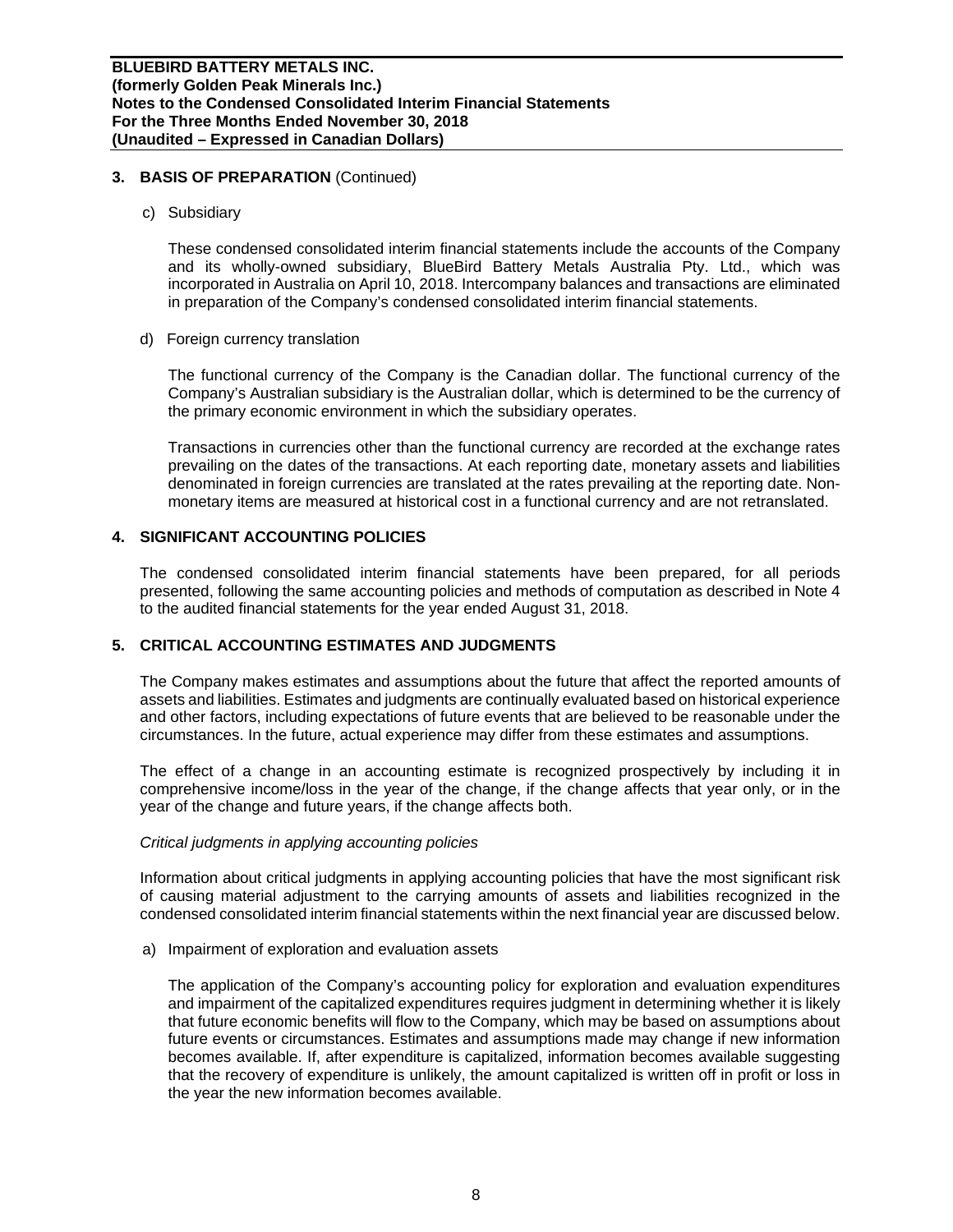## 3. BASIS OF PREPARATION (Continued)

c) Subsidiary

These condensed consolidated interim financial statements include the accounts of the Company and its wholly-owned subsidiary, BlueBird Battery Metals Australia Pty. Ltd., which was incorporated in Australia on April 10, 2018. Intercompany balances and transactions are eliminated in preparation of the Company's condensed consolidated interim financial statements.

d) Foreign currency translation

The functional currency of the Company is the Canadian dollar. The functional currency of the Company's Australian subsidiary is the Australian dollar, which is determined to be the currency of the primary economic environment in which the subsidiary operates.

Transactions in currencies other than the functional currency are recorded at the exchange rates prevailing on the dates of the transactions. At each reporting date, monetary assets and liabilities denominated in foreign currencies are translated at the rates prevailing at the reporting date. Non-monetary items are measured at historical cost in a functional currency and are not retranslated.

## 4. SIGNIFICANT ACCOUNTING POLICIES

The condensed consolidated interim financial statements have been prepared, for all periods presented, following the same accounting policies and methods of computation as described in Note 4 to the audited financial statements for the year ended August 31, 2018.

## 5. CRITICAL ACCOUNTING ESTIMATES AND JUDGMENTS

The Company makes estimates and assumptions about the future that affect the reported amounts of assets and liabilities. Estimates and judgments are continually evaluated based on historical experience and other factors, including expectations of future events that are believed to be reasonable under the circumstances. In the future, actual experience may differ from these estimates and assumptions.

The effect of a change in an accounting estimate is recognized prospectively by including it in comprehensive income/loss in the year of the change, if the change affects that year only, or in the year of the change and future years, if the change affects both.

*Critical judgments in applying accounting policies*

Information about critical judgments in applying accounting policies that have the most significant risk of causing material adjustment to the carrying amounts of assets and liabilities recognized in the condensed consolidated interim financial statements within the next financial year are discussed below.

a) Impairment of exploration and evaluation assets

The application of the Company's accounting policy for exploration and evaluation expenditures and impairment of the capitalized expenditures requires judgment in determining whether it is likely that future economic benefits will flow to the Company, which may be based on assumptions about future events or circumstances. Estimates and assumptions made may change if new information becomes available. If, after expenditure is capitalized, information becomes available suggesting that the recovery of expenditure is unlikely, the amount capitalized is written off in profit or loss in the year the new information becomes available.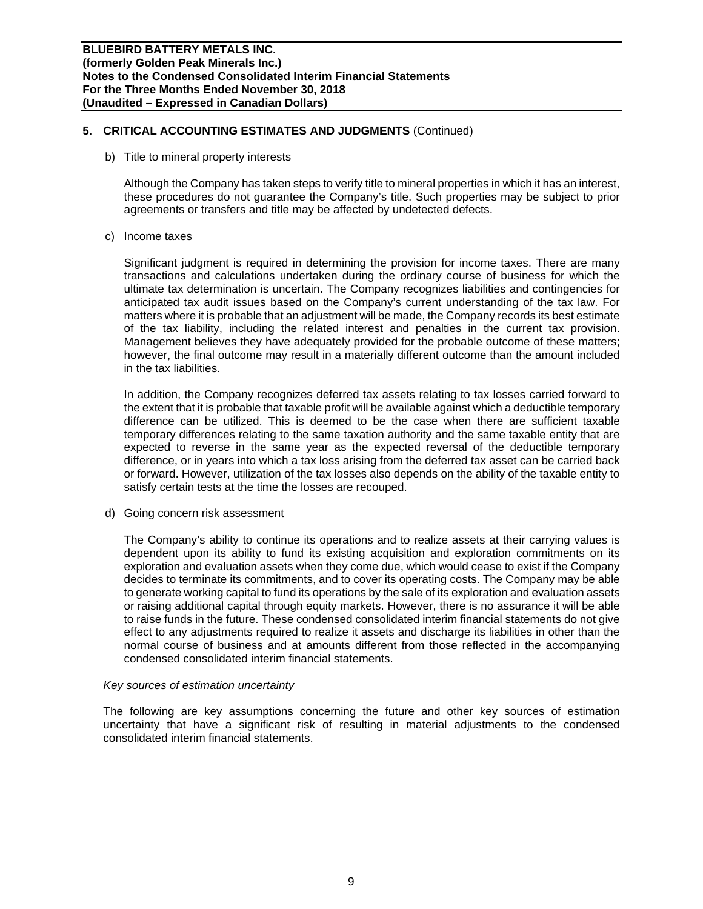## 5. CRITICAL ACCOUNTING ESTIMATES AND JUDGMENTS (Continued)

b) Title to mineral property interests

Although the Company has taken steps to verify title to mineral properties in which it has an interest, these procedures do not guarantee the Company's title. Such properties may be subject to prior agreements or transfers and title may be affected by undetected defects.

c) Income taxes

Significant judgment is required in determining the provision for income taxes. There are many transactions and calculations undertaken during the ordinary course of business for which the ultimate tax determination is uncertain. The Company recognizes liabilities and contingencies for anticipated tax audit issues based on the Company's current understanding of the tax law. For matters where it is probable that an adjustment will be made, the Company records its best estimate of the tax liability, including the related interest and penalties in the current tax provision. Management believes they have adequately provided for the probable outcome of these matters; however, the final outcome may result in a materially different outcome than the amount included in the tax liabilities.

In addition, the Company recognizes deferred tax assets relating to tax losses carried forward to the extent that it is probable that taxable profit will be available against which a deductible temporary difference can be utilized. This is deemed to be the case when there are sufficient taxable temporary differences relating to the same taxation authority and the same taxable entity that are expected to reverse in the same year as the expected reversal of the deductible temporary difference, or in years into which a tax loss arising from the deferred tax asset can be carried back or forward. However, utilization of the tax losses also depends on the ability of the taxable entity to satisfy certain tests at the time the losses are recouped.

d) Going concern risk assessment

The Company's ability to continue its operations and to realize assets at their carrying values is dependent upon its ability to fund its existing acquisition and exploration commitments on its exploration and evaluation assets when they come due, which would cease to exist if the Company decides to terminate its commitments, and to cover its operating costs. The Company may be able to generate working capital to fund its operations by the sale of its exploration and evaluation assets or raising additional capital through equity markets. However, there is no assurance it will be able to raise funds in the future. These condensed consolidated interim financial statements do not give effect to any adjustments required to realize it assets and discharge its liabilities in other than the normal course of business and at amounts different from those reflected in the accompanying condensed consolidated interim financial statements.

*Key sources of estimation uncertainty*

The following are key assumptions concerning the future and other key sources of estimation uncertainty that have a significant risk of resulting in material adjustments to the condensed consolidated interim financial statements.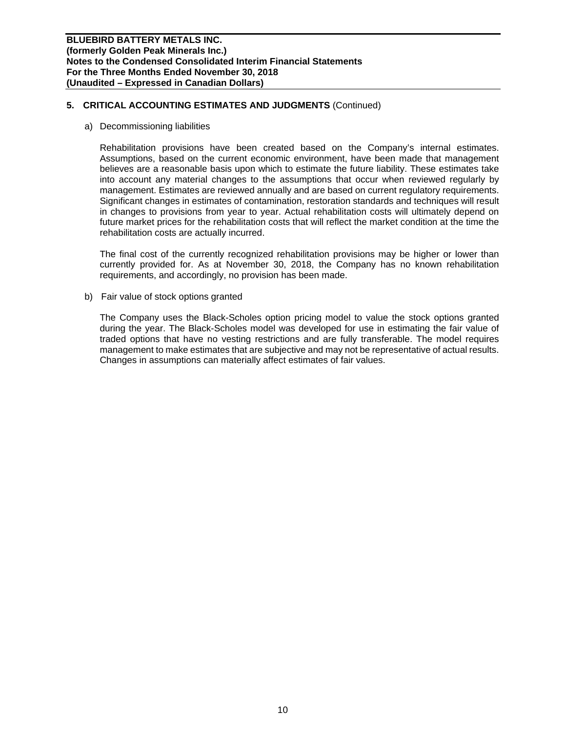## 5. CRITICAL ACCOUNTING ESTIMATES AND JUDGMENTS (Continued)

a) Decommissioning liabilities

Rehabilitation provisions have been created based on the Company's internal estimates. Assumptions, based on the current economic environment, have been made that management believes are a reasonable basis upon which to estimate the future liability. These estimates take into account any material changes to the assumptions that occur when reviewed regularly by management. Estimates are reviewed annually and are based on current regulatory requirements. Significant changes in estimates of contamination, restoration standards and techniques will result in changes to provisions from year to year. Actual rehabilitation costs will ultimately depend on future market prices for the rehabilitation costs that will reflect the market condition at the time the rehabilitation costs are actually incurred.

The final cost of the currently recognized rehabilitation provisions may be higher or lower than currently provided for. As at November 30, 2018, the Company has no known rehabilitation requirements, and accordingly, no provision has been made.

b) Fair value of stock options granted

The Company uses the Black-Scholes option pricing model to value the stock options granted during the year. The Black-Scholes model was developed for use in estimating the fair value of traded options that have no vesting restrictions and are fully transferable. The model requires management to make estimates that are subjective and may not be representative of actual results. Changes in assumptions can materially affect estimates of fair values.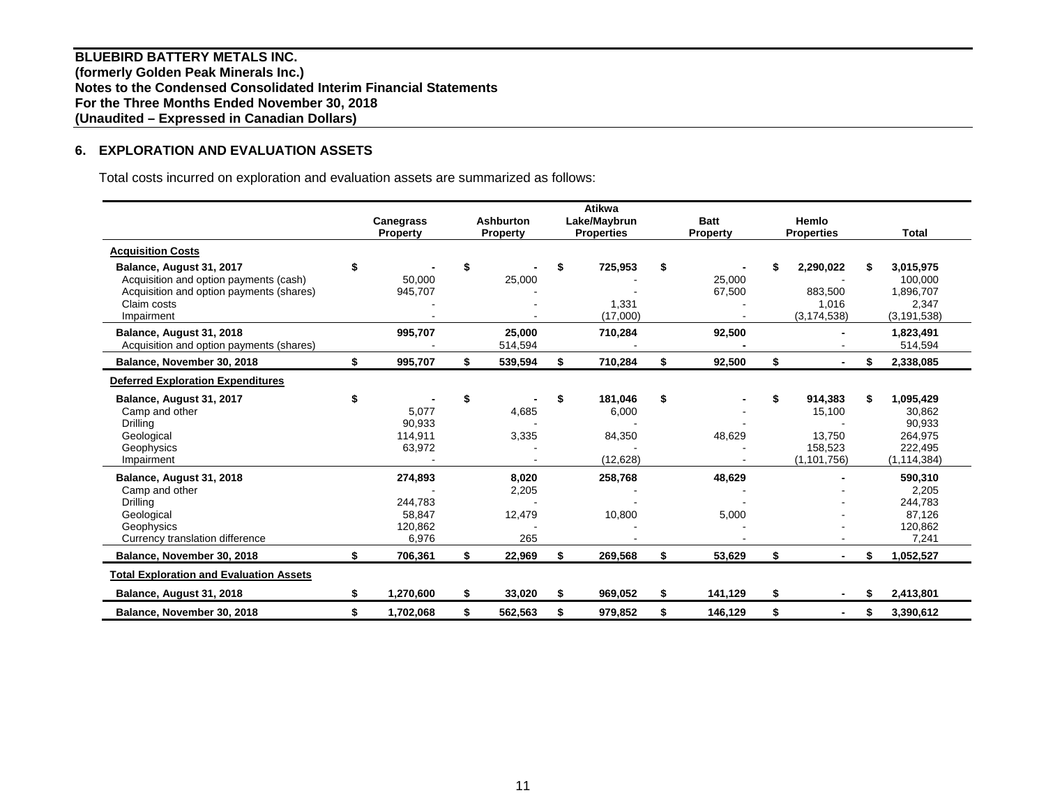**BLUEBIRD BATTERY METALS INC.**
**(formerly Golden Peak Minerals Inc.)**
**Notes to the Condensed Consolidated Interim Financial Statements**
**For the Three Months Ended November 30, 2018**
**(Unaudited – Expressed in Canadian Dollars)**

## 6. EXPLORATION AND EVALUATION ASSETS

Total costs incurred on exploration and evaluation assets are summarized as follows:

| | Canegrass Property | Ashburton Property | Atikwa Lake/Maybrun Properties | Batt Property | Hemlo Properties | Total |
|---|---|---|---|---|---|---|
| **Acquisition Costs** | | | | | | |
| **Balance, August 31, 2017** | $ - | $ - | $ 725,953 | $ - | $ 2,290,022 | $ 3,015,975 |
| Acquisition and option payments (cash) | 50,000 | 25,000 | - | 25,000 | - | 100,000 |
| Acquisition and option payments (shares) | 945,707 | - | - | 67,500 | 883,500 | 1,896,707 |
| Claim costs | - | - | 1,331 | - | 1,016 | 2,347 |
| Impairment | - | - | (17,000) | - | (3,174,538) | (3,191,538) |
| **Balance, August 31, 2018** | 995,707 | 25,000 | 710,284 | 92,500 | - | 1,823,491 |
| Acquisition and option payments (shares) | - | 514,594 | - | - | - | 514,594 |
| **Balance, November 30, 2018** | $ 995,707 | $ 539,594 | $ 710,284 | $ 92,500 | $ - | $ 2,338,085 |
| **Deferred Exploration Expenditures** | | | | | | |
| **Balance, August 31, 2017** | $ - | $ - | $ 181,046 | $ - | $ 914,383 | $ 1,095,429 |
| Camp and other | 5,077 | 4,685 | 6,000 | - | 15,100 | 30,862 |
| Drilling | 90,933 | - | - | - | - | 90,933 |
| Geological | 114,911 | 3,335 | 84,350 | 48,629 | 13,750 | 264,975 |
| Geophysics | 63,972 | - | - | - | 158,523 | 222,495 |
| Impairment | - | - | (12,628) | - | (1,101,756) | (1,114,384) |
| **Balance, August 31, 2018** | 274,893 | 8,020 | 258,768 | 48,629 | - | 590,310 |
| Camp and other | - | 2,205 | - | - | - | 2,205 |
| Drilling | 244,783 | - | - | - | - | 244,783 |
| Geological | 58,847 | 12,479 | 10,800 | 5,000 | - | 87,126 |
| Geophysics | 120,862 | - | - | - | - | 120,862 |
| Currency translation difference | 6,976 | 265 | - | - | - | 7,241 |
| **Balance, November 30, 2018** | $ 706,361 | $ 22,969 | $ 269,568 | $ 53,629 | $ - | $ 1,052,527 |
| **Total Exploration and Evaluation Assets** | | | | | | |
| **Balance, August 31, 2018** | $ 1,270,600 | $ 33,020 | $ 969,052 | $ 141,129 | $ - | $ 2,413,801 |
| **Balance, November 30, 2018** | $ 1,702,068 | $ 562,563 | $ 979,852 | $ 146,129 | $ - | $ 3,390,612 |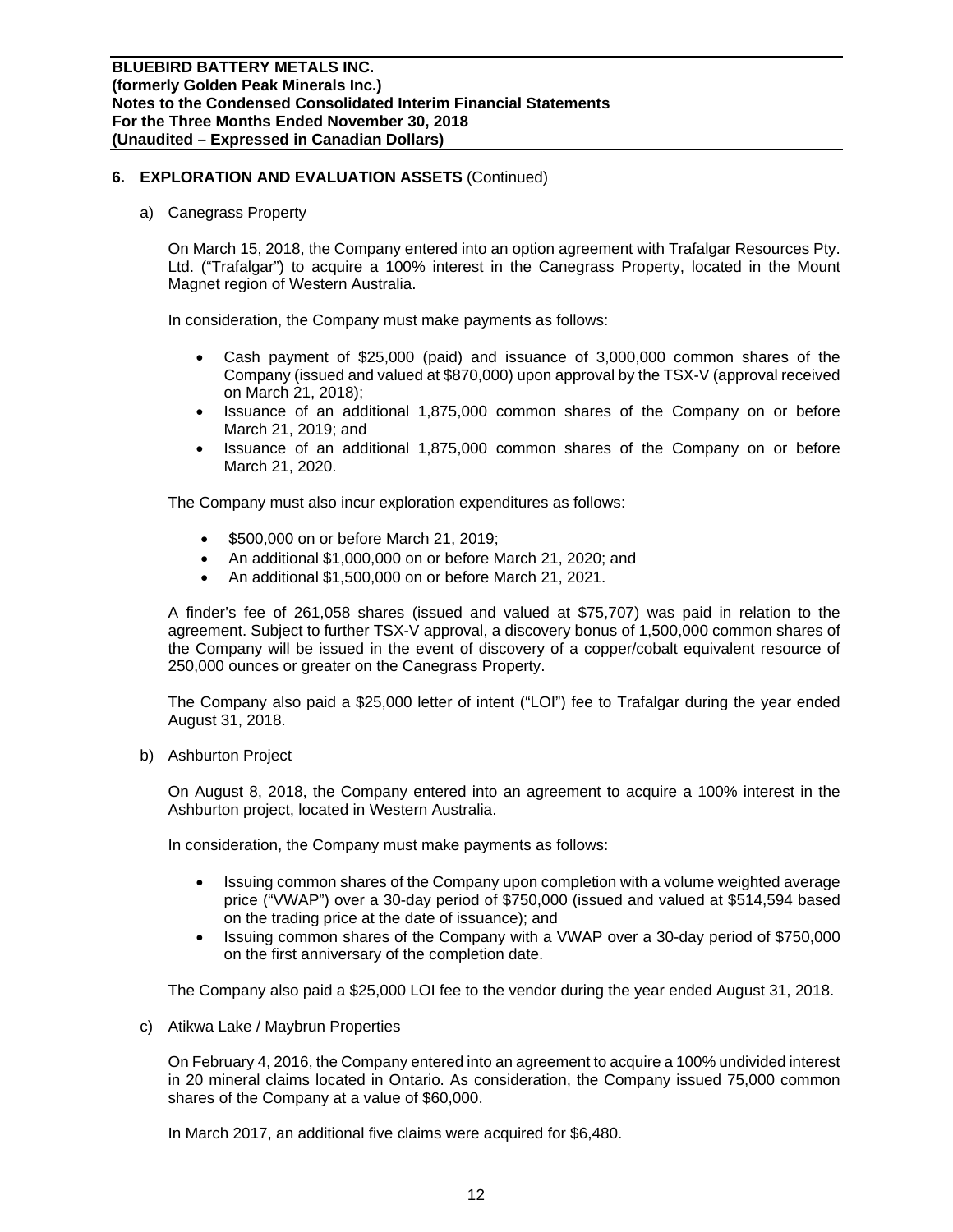## 6. EXPLORATION AND EVALUATION ASSETS (Continued)

a) Canegrass Property

On March 15, 2018, the Company entered into an option agreement with Trafalgar Resources Pty. Ltd. ("Trafalgar") to acquire a 100% interest in the Canegrass Property, located in the Mount Magnet region of Western Australia.

In consideration, the Company must make payments as follows:

- Cash payment of $25,000 (paid) and issuance of 3,000,000 common shares of the Company (issued and valued at $870,000) upon approval by the TSX-V (approval received on March 21, 2018);
- Issuance of an additional 1,875,000 common shares of the Company on or before March 21, 2019; and
- Issuance of an additional 1,875,000 common shares of the Company on or before March 21, 2020.

The Company must also incur exploration expenditures as follows:

- $500,000 on or before March 21, 2019;
- An additional $1,000,000 on or before March 21, 2020; and
- An additional $1,500,000 on or before March 21, 2021.

A finder's fee of 261,058 shares (issued and valued at $75,707) was paid in relation to the agreement. Subject to further TSX-V approval, a discovery bonus of 1,500,000 common shares of the Company will be issued in the event of discovery of a copper/cobalt equivalent resource of 250,000 ounces or greater on the Canegrass Property.

The Company also paid a $25,000 letter of intent ("LOI") fee to Trafalgar during the year ended August 31, 2018.

b) Ashburton Project

On August 8, 2018, the Company entered into an agreement to acquire a 100% interest in the Ashburton project, located in Western Australia.

In consideration, the Company must make payments as follows:

- Issuing common shares of the Company upon completion with a volume weighted average price ("VWAP") over a 30-day period of $750,000 (issued and valued at $514,594 based on the trading price at the date of issuance); and
- Issuing common shares of the Company with a VWAP over a 30-day period of $750,000 on the first anniversary of the completion date.

The Company also paid a $25,000 LOI fee to the vendor during the year ended August 31, 2018.

c) Atikwa Lake / Maybrun Properties

On February 4, 2016, the Company entered into an agreement to acquire a 100% undivided interest in 20 mineral claims located in Ontario. As consideration, the Company issued 75,000 common shares of the Company at a value of $60,000.

In March 2017, an additional five claims were acquired for $6,480.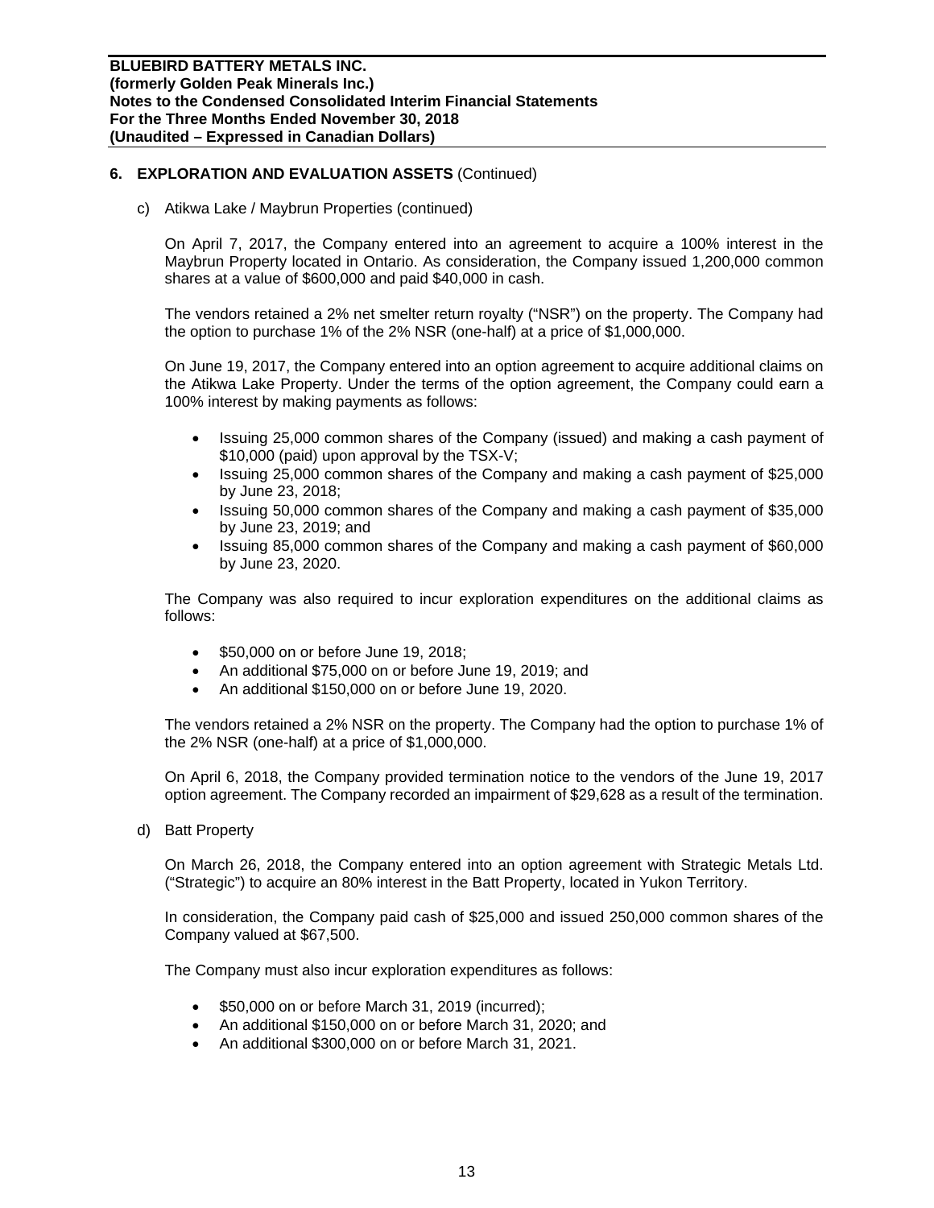## 6. EXPLORATION AND EVALUATION ASSETS (Continued)

c) Atikwa Lake / Maybrun Properties (continued)

On April 7, 2017, the Company entered into an agreement to acquire a 100% interest in the Maybrun Property located in Ontario. As consideration, the Company issued 1,200,000 common shares at a value of $600,000 and paid $40,000 in cash.

The vendors retained a 2% net smelter return royalty ("NSR") on the property. The Company had the option to purchase 1% of the 2% NSR (one-half) at a price of $1,000,000.

On June 19, 2017, the Company entered into an option agreement to acquire additional claims on the Atikwa Lake Property. Under the terms of the option agreement, the Company could earn a 100% interest by making payments as follows:

- Issuing 25,000 common shares of the Company (issued) and making a cash payment of $10,000 (paid) upon approval by the TSX-V;
- Issuing 25,000 common shares of the Company and making a cash payment of $25,000 by June 23, 2018;
- Issuing 50,000 common shares of the Company and making a cash payment of $35,000 by June 23, 2019; and
- Issuing 85,000 common shares of the Company and making a cash payment of $60,000 by June 23, 2020.

The Company was also required to incur exploration expenditures on the additional claims as follows:

- $50,000 on or before June 19, 2018;
- An additional $75,000 on or before June 19, 2019; and
- An additional $150,000 on or before June 19, 2020.

The vendors retained a 2% NSR on the property. The Company had the option to purchase 1% of the 2% NSR (one-half) at a price of $1,000,000.

On April 6, 2018, the Company provided termination notice to the vendors of the June 19, 2017 option agreement. The Company recorded an impairment of $29,628 as a result of the termination.

d) Batt Property

On March 26, 2018, the Company entered into an option agreement with Strategic Metals Ltd. ("Strategic") to acquire an 80% interest in the Batt Property, located in Yukon Territory.

In consideration, the Company paid cash of $25,000 and issued 250,000 common shares of the Company valued at $67,500.

The Company must also incur exploration expenditures as follows:

- $50,000 on or before March 31, 2019 (incurred);
- An additional $150,000 on or before March 31, 2020; and
- An additional $300,000 on or before March 31, 2021.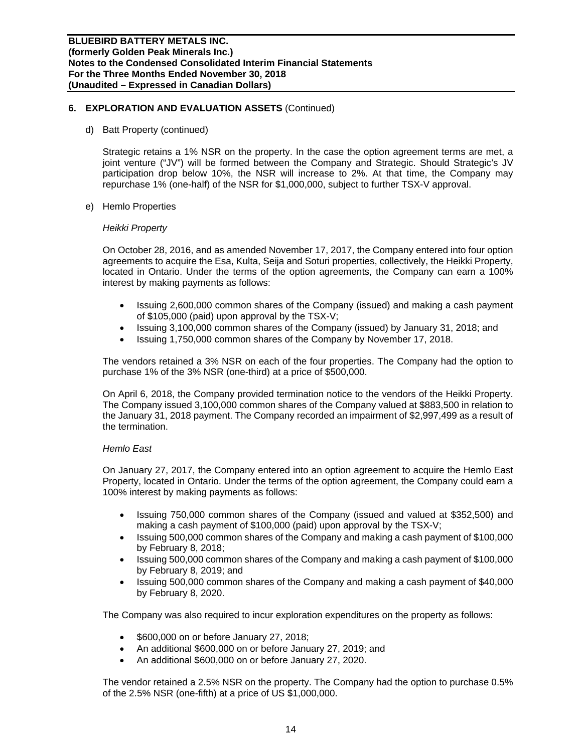## 6. EXPLORATION AND EVALUATION ASSETS (Continued)

d) Batt Property (continued)

Strategic retains a 1% NSR on the property. In the case the option agreement terms are met, a joint venture ("JV") will be formed between the Company and Strategic. Should Strategic's JV participation drop below 10%, the NSR will increase to 2%. At that time, the Company may repurchase 1% (one-half) of the NSR for $1,000,000, subject to further TSX-V approval.

e) Hemlo Properties

*Heikki Property*

On October 28, 2016, and as amended November 17, 2017, the Company entered into four option agreements to acquire the Esa, Kulta, Seija and Soturi properties, collectively, the Heikki Property, located in Ontario. Under the terms of the option agreements, the Company can earn a 100% interest by making payments as follows:

- Issuing 2,600,000 common shares of the Company (issued) and making a cash payment of $105,000 (paid) upon approval by the TSX-V;
- Issuing 3,100,000 common shares of the Company (issued) by January 31, 2018; and
- Issuing 1,750,000 common shares of the Company by November 17, 2018.

The vendors retained a 3% NSR on each of the four properties. The Company had the option to purchase 1% of the 3% NSR (one-third) at a price of $500,000.

On April 6, 2018, the Company provided termination notice to the vendors of the Heikki Property. The Company issued 3,100,000 common shares of the Company valued at $883,500 in relation to the January 31, 2018 payment. The Company recorded an impairment of $2,997,499 as a result of the termination.

*Hemlo East*

On January 27, 2017, the Company entered into an option agreement to acquire the Hemlo East Property, located in Ontario. Under the terms of the option agreement, the Company could earn a 100% interest by making payments as follows:

- Issuing 750,000 common shares of the Company (issued and valued at $352,500) and making a cash payment of $100,000 (paid) upon approval by the TSX-V;
- Issuing 500,000 common shares of the Company and making a cash payment of $100,000 by February 8, 2018;
- Issuing 500,000 common shares of the Company and making a cash payment of $100,000 by February 8, 2019; and
- Issuing 500,000 common shares of the Company and making a cash payment of $40,000 by February 8, 2020.

The Company was also required to incur exploration expenditures on the property as follows:

- $600,000 on or before January 27, 2018;
- An additional $600,000 on or before January 27, 2019; and
- An additional $600,000 on or before January 27, 2020.

The vendor retained a 2.5% NSR on the property. The Company had the option to purchase 0.5% of the 2.5% NSR (one-fifth) at a price of US $1,000,000.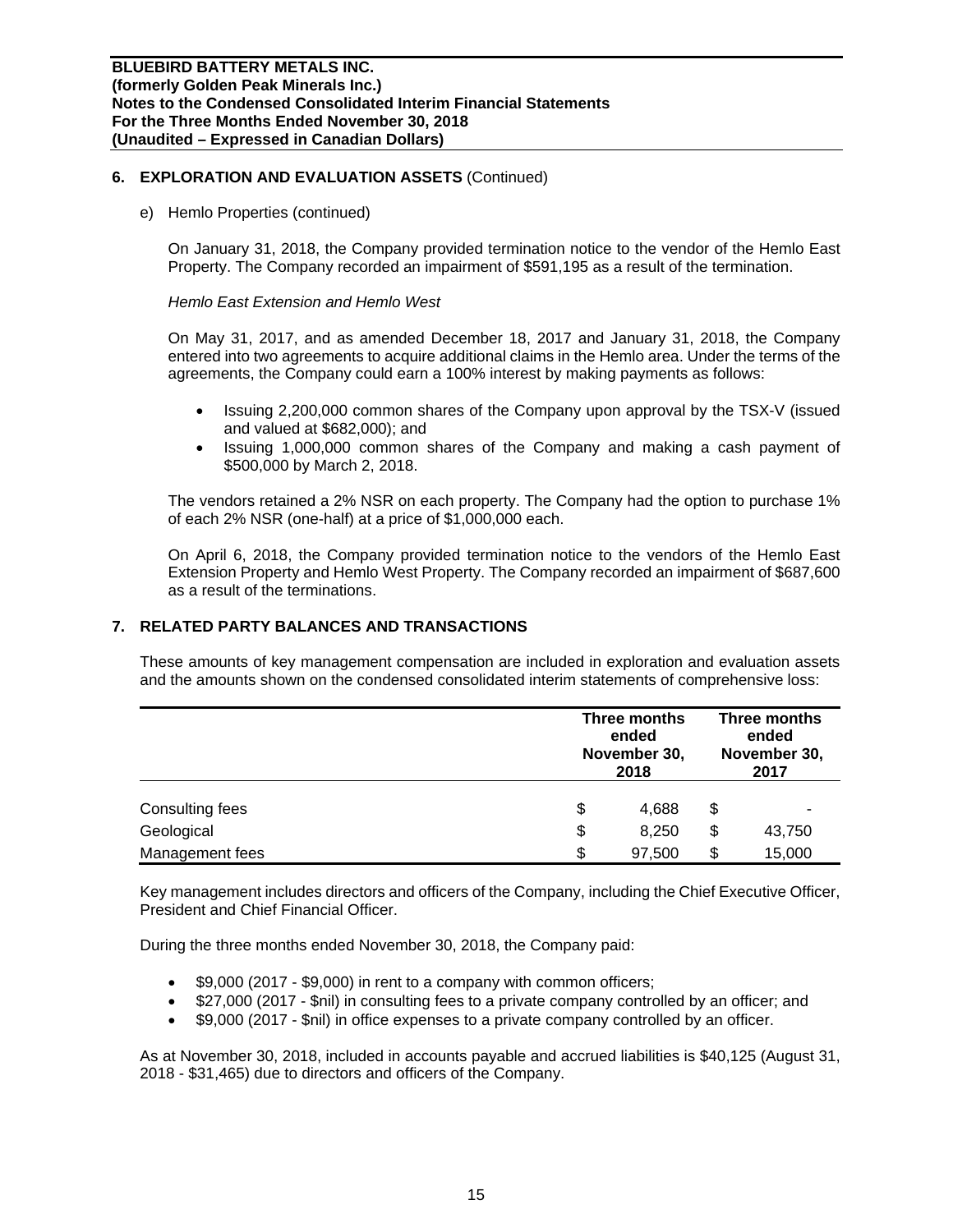## 6. EXPLORATION AND EVALUATION ASSETS (Continued)

e) Hemlo Properties (continued)

On January 31, 2018, the Company provided termination notice to the vendor of the Hemlo East Property. The Company recorded an impairment of $591,195 as a result of the termination.

*Hemlo East Extension and Hemlo West*

On May 31, 2017, and as amended December 18, 2017 and January 31, 2018, the Company entered into two agreements to acquire additional claims in the Hemlo area. Under the terms of the agreements, the Company could earn a 100% interest by making payments as follows:

- Issuing 2,200,000 common shares of the Company upon approval by the TSX-V (issued and valued at $682,000); and
- Issuing 1,000,000 common shares of the Company and making a cash payment of $500,000 by March 2, 2018.

The vendors retained a 2% NSR on each property. The Company had the option to purchase 1% of each 2% NSR (one-half) at a price of $1,000,000 each.

On April 6, 2018, the Company provided termination notice to the vendors of the Hemlo East Extension Property and Hemlo West Property. The Company recorded an impairment of $687,600 as a result of the terminations.

## 7. RELATED PARTY BALANCES AND TRANSACTIONS

These amounts of key management compensation are included in exploration and evaluation assets and the amounts shown on the condensed consolidated interim statements of comprehensive loss:

| | Three months ended November 30, 2018 | Three months ended November 30, 2017 |
|---|---|---|
| Consulting fees | $ 4,688 | $ - |
| Geological | $ 8,250 | $ 43,750 |
| Management fees | $ 97,500 | $ 15,000 |

Key management includes directors and officers of the Company, including the Chief Executive Officer, President and Chief Financial Officer.

During the three months ended November 30, 2018, the Company paid:

- $9,000 (2017 - $9,000) in rent to a company with common officers;
- $27,000 (2017 - $nil) in consulting fees to a private company controlled by an officer; and
- $9,000 (2017 - $nil) in office expenses to a private company controlled by an officer.

As at November 30, 2018, included in accounts payable and accrued liabilities is $40,125 (August 31, 2018 - $31,465) due to directors and officers of the Company.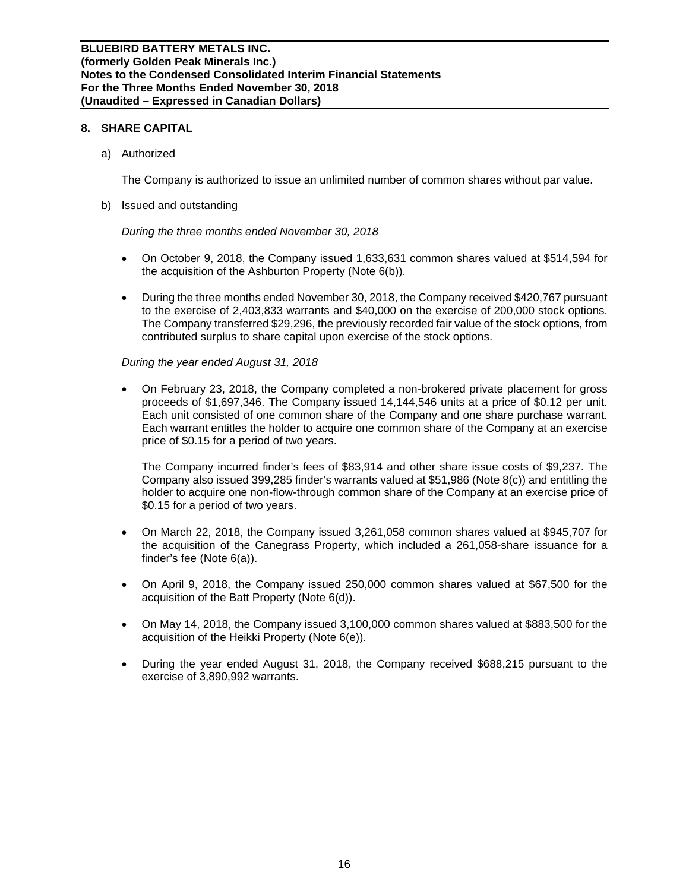## 8. SHARE CAPITAL

a) Authorized

The Company is authorized to issue an unlimited number of common shares without par value.

b) Issued and outstanding

*During the three months ended November 30, 2018*

- On October 9, 2018, the Company issued 1,633,631 common shares valued at $514,594 for the acquisition of the Ashburton Property (Note 6(b)).
- During the three months ended November 30, 2018, the Company received $420,767 pursuant to the exercise of 2,403,833 warrants and $40,000 on the exercise of 200,000 stock options. The Company transferred $29,296, the previously recorded fair value of the stock options, from contributed surplus to share capital upon exercise of the stock options.

*During the year ended August 31, 2018*

- On February 23, 2018, the Company completed a non-brokered private placement for gross proceeds of $1,697,346. The Company issued 14,144,546 units at a price of $0.12 per unit. Each unit consisted of one common share of the Company and one share purchase warrant. Each warrant entitles the holder to acquire one common share of the Company at an exercise price of $0.15 for a period of two years.

  The Company incurred finder's fees of $83,914 and other share issue costs of $9,237. The Company also issued 399,285 finder's warrants valued at $51,986 (Note 8(c)) and entitling the holder to acquire one non-flow-through common share of the Company at an exercise price of $0.15 for a period of two years.

- On March 22, 2018, the Company issued 3,261,058 common shares valued at $945,707 for the acquisition of the Canegrass Property, which included a 261,058-share issuance for a finder's fee (Note 6(a)).
- On April 9, 2018, the Company issued 250,000 common shares valued at $67,500 for the acquisition of the Batt Property (Note 6(d)).
- On May 14, 2018, the Company issued 3,100,000 common shares valued at $883,500 for the acquisition of the Heikki Property (Note 6(e)).
- During the year ended August 31, 2018, the Company received $688,215 pursuant to the exercise of 3,890,992 warrants.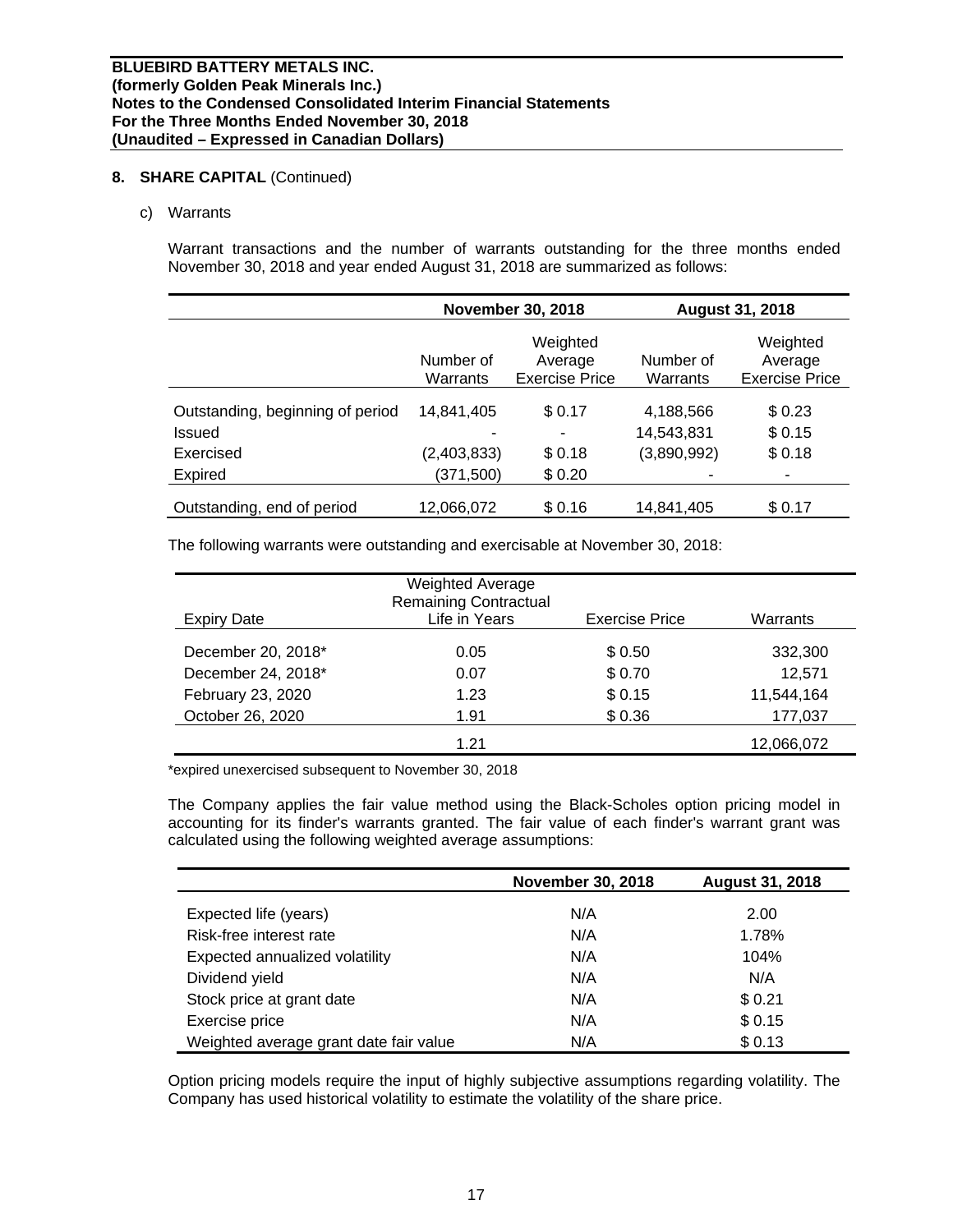## 8. SHARE CAPITAL (Continued)

c) Warrants

Warrant transactions and the number of warrants outstanding for the three months ended November 30, 2018 and year ended August 31, 2018 are summarized as follows:

| | November 30, 2018 | | August 31, 2018 | |
|---|---|---|---|---|
| | Number of Warrants | Weighted Average Exercise Price | Number of Warrants | Weighted Average Exercise Price |
| Outstanding, beginning of period | 14,841,405 | $ 0.17 | 4,188,566 | $ 0.23 |
| Issued | - | - | 14,543,831 | $ 0.15 |
| Exercised | (2,403,833) | $ 0.18 | (3,890,992) | $ 0.18 |
| Expired | (371,500) | $ 0.20 | - | - |
| Outstanding, end of period | 12,066,072 | $ 0.16 | 14,841,405 | $ 0.17 |

The following warrants were outstanding and exercisable at November 30, 2018:

| Expiry Date | Weighted Average Remaining Contractual Life in Years | Exercise Price | Warrants |
|---|---|---|---|
| December 20, 2018* | 0.05 | $ 0.50 | 332,300 |
| December 24, 2018* | 0.07 | $ 0.70 | 12,571 |
| February 23, 2020 | 1.23 | $ 0.15 | 11,544,164 |
| October 26, 2020 | 1.91 | $ 0.36 | 177,037 |
| | 1.21 | | 12,066,072 |

*expired unexercised subsequent to November 30, 2018

The Company applies the fair value method using the Black-Scholes option pricing model in accounting for its finder's warrants granted. The fair value of each finder's warrant grant was calculated using the following weighted average assumptions:

| | November 30, 2018 | August 31, 2018 |
|---|---|---|
| Expected life (years) | N/A | 2.00 |
| Risk-free interest rate | N/A | 1.78% |
| Expected annualized volatility | N/A | 104% |
| Dividend yield | N/A | N/A |
| Stock price at grant date | N/A | $ 0.21 |
| Exercise price | N/A | $ 0.15 |
| Weighted average grant date fair value | N/A | $ 0.13 |

Option pricing models require the input of highly subjective assumptions regarding volatility. The Company has used historical volatility to estimate the volatility of the share price.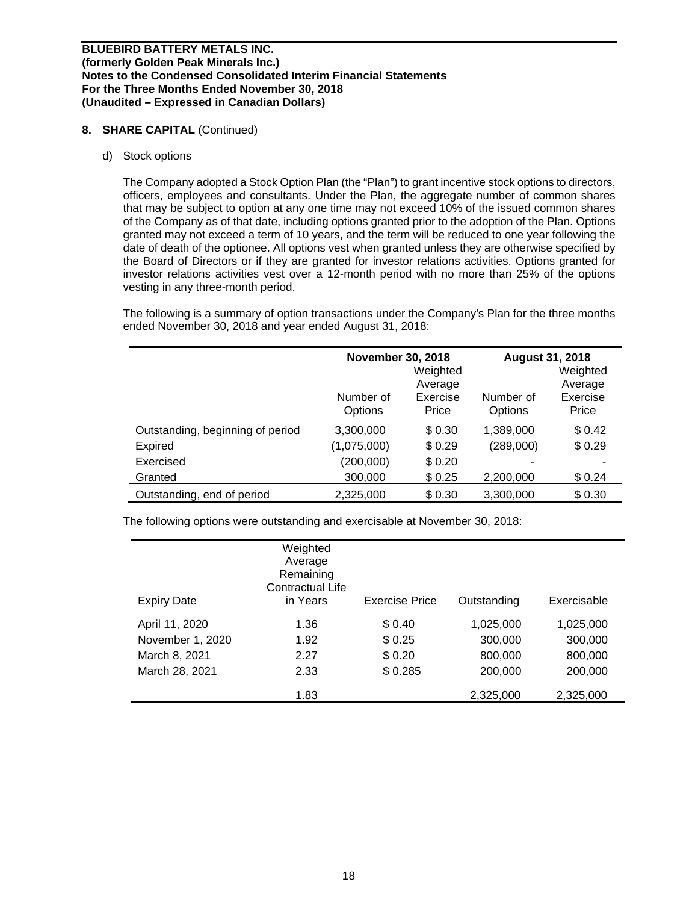## 8. SHARE CAPITAL (Continued)

d) Stock options

The Company adopted a Stock Option Plan (the "Plan") to grant incentive stock options to directors, officers, employees and consultants. Under the Plan, the aggregate number of common shares that may be subject to option at any one time may not exceed 10% of the issued common shares of the Company as of that date, including options granted prior to the adoption of the Plan. Options granted may not exceed a term of 10 years, and the term will be reduced to one year following the date of death of the optionee. All options vest when granted unless they are otherwise specified by the Board of Directors or if they are granted for investor relations activities. Options granted for investor relations activities vest over a 12-month period with no more than 25% of the options vesting in any three-month period.

The following is a summary of option transactions under the Company's Plan for the three months ended November 30, 2018 and year ended August 31, 2018:

| | November 30, 2018 | | August 31, 2018 | |
|---|---|---|---|---|
| | Number of Options | Weighted Average Exercise Price | Number of Options | Weighted Average Exercise Price |
| Outstanding, beginning of period | 3,300,000 | $ 0.30 | 1,389,000 | $ 0.42 |
| Expired | (1,075,000) | $ 0.29 | (289,000) | $ 0.29 |
| Exercised | (200,000) | $ 0.20 | - | - |
| Granted | 300,000 | $ 0.25 | 2,200,000 | $ 0.24 |
| Outstanding, end of period | 2,325,000 | $ 0.30 | 3,300,000 | $ 0.30 |

The following options were outstanding and exercisable at November 30, 2018:

| Expiry Date | Weighted Average Remaining Contractual Life in Years | Exercise Price | Outstanding | Exercisable |
|---|---|---|---|---|
| April 11, 2020 | 1.36 | $ 0.40 | 1,025,000 | 1,025,000 |
| November 1, 2020 | 1.92 | $ 0.25 | 300,000 | 300,000 |
| March 8, 2021 | 2.27 | $ 0.20 | 800,000 | 800,000 |
| March 28, 2021 | 2.33 | $ 0.285 | 200,000 | 200,000 |
| | 1.83 | | 2,325,000 | 2,325,000 |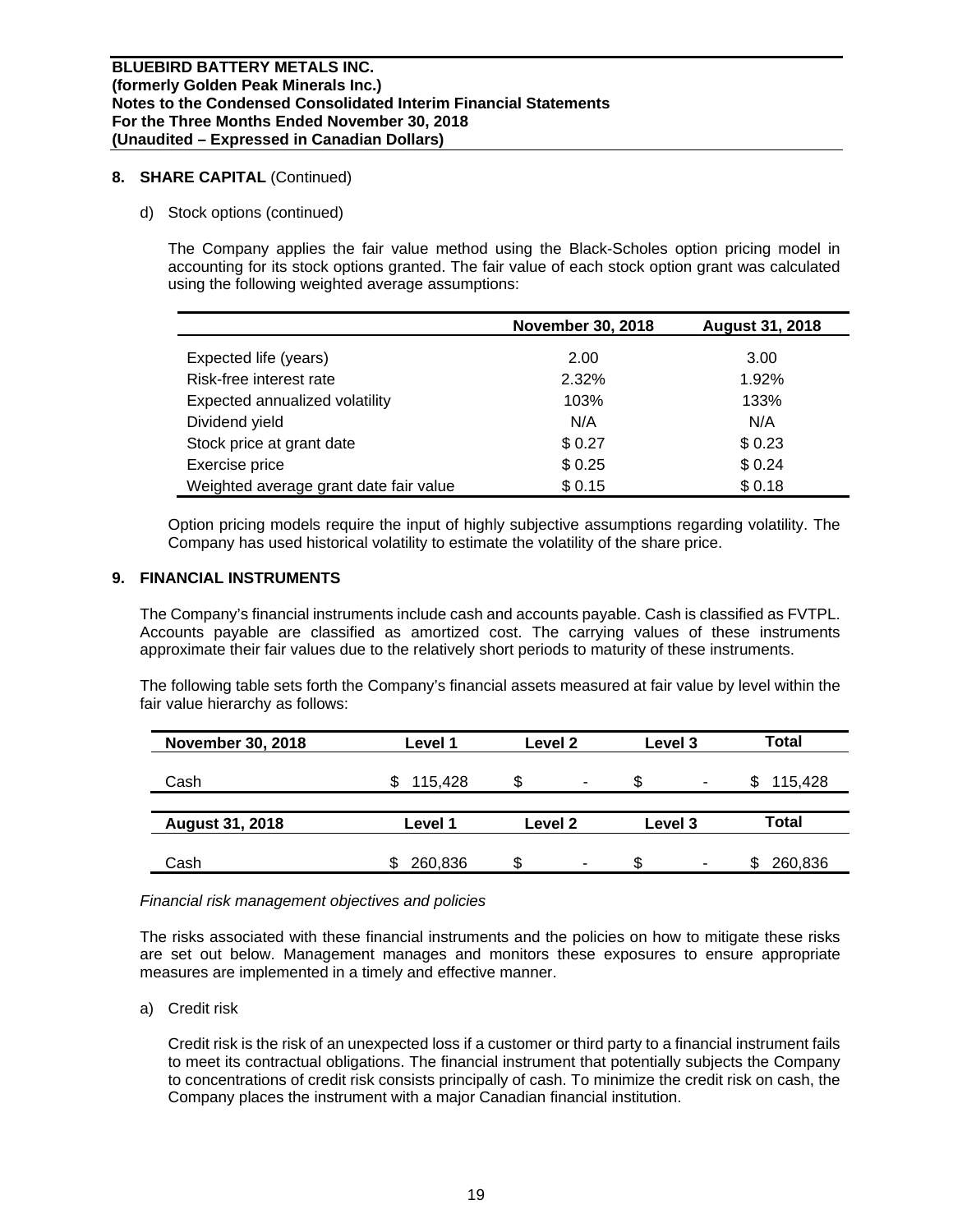**BLUEBIRD BATTERY METALS INC.**
**(formerly Golden Peak Minerals Inc.)**
**Notes to the Condensed Consolidated Interim Financial Statements**
**For the Three Months Ended November 30, 2018**
**(Unaudited – Expressed in Canadian Dollars)**

## 8. SHARE CAPITAL (Continued)

d) Stock options (continued)

The Company applies the fair value method using the Black-Scholes option pricing model in accounting for its stock options granted. The fair value of each stock option grant was calculated using the following weighted average assumptions:

| | November 30, 2018 | August 31, 2018 |
|---|---|---|
| Expected life (years) | 2.00 | 3.00 |
| Risk-free interest rate | 2.32% | 1.92% |
| Expected annualized volatility | 103% | 133% |
| Dividend yield | N/A | N/A |
| Stock price at grant date | $ 0.27 | $ 0.23 |
| Exercise price | $ 0.25 | $ 0.24 |
| Weighted average grant date fair value | $ 0.15 | $ 0.18 |

Option pricing models require the input of highly subjective assumptions regarding volatility. The Company has used historical volatility to estimate the volatility of the share price.

## 9. FINANCIAL INSTRUMENTS

The Company's financial instruments include cash and accounts payable. Cash is classified as FVTPL. Accounts payable are classified as amortized cost. The carrying values of these instruments approximate their fair values due to the relatively short periods to maturity of these instruments.

The following table sets forth the Company's financial assets measured at fair value by level within the fair value hierarchy as follows:

| November 30, 2018 | Level 1 | Level 2 | Level 3 | Total |
|---|---|---|---|---|
| Cash | $ 115,428 | $ - | $ - | $ 115,428 |

| August 31, 2018 | Level 1 | Level 2 | Level 3 | Total |
|---|---|---|---|---|
| Cash | $ 260,836 | $ - | $ - | $ 260,836 |

*Financial risk management objectives and policies*

The risks associated with these financial instruments and the policies on how to mitigate these risks are set out below. Management manages and monitors these exposures to ensure appropriate measures are implemented in a timely and effective manner.

a) Credit risk

Credit risk is the risk of an unexpected loss if a customer or third party to a financial instrument fails to meet its contractual obligations. The financial instrument that potentially subjects the Company to concentrations of credit risk consists principally of cash. To minimize the credit risk on cash, the Company places the instrument with a major Canadian financial institution.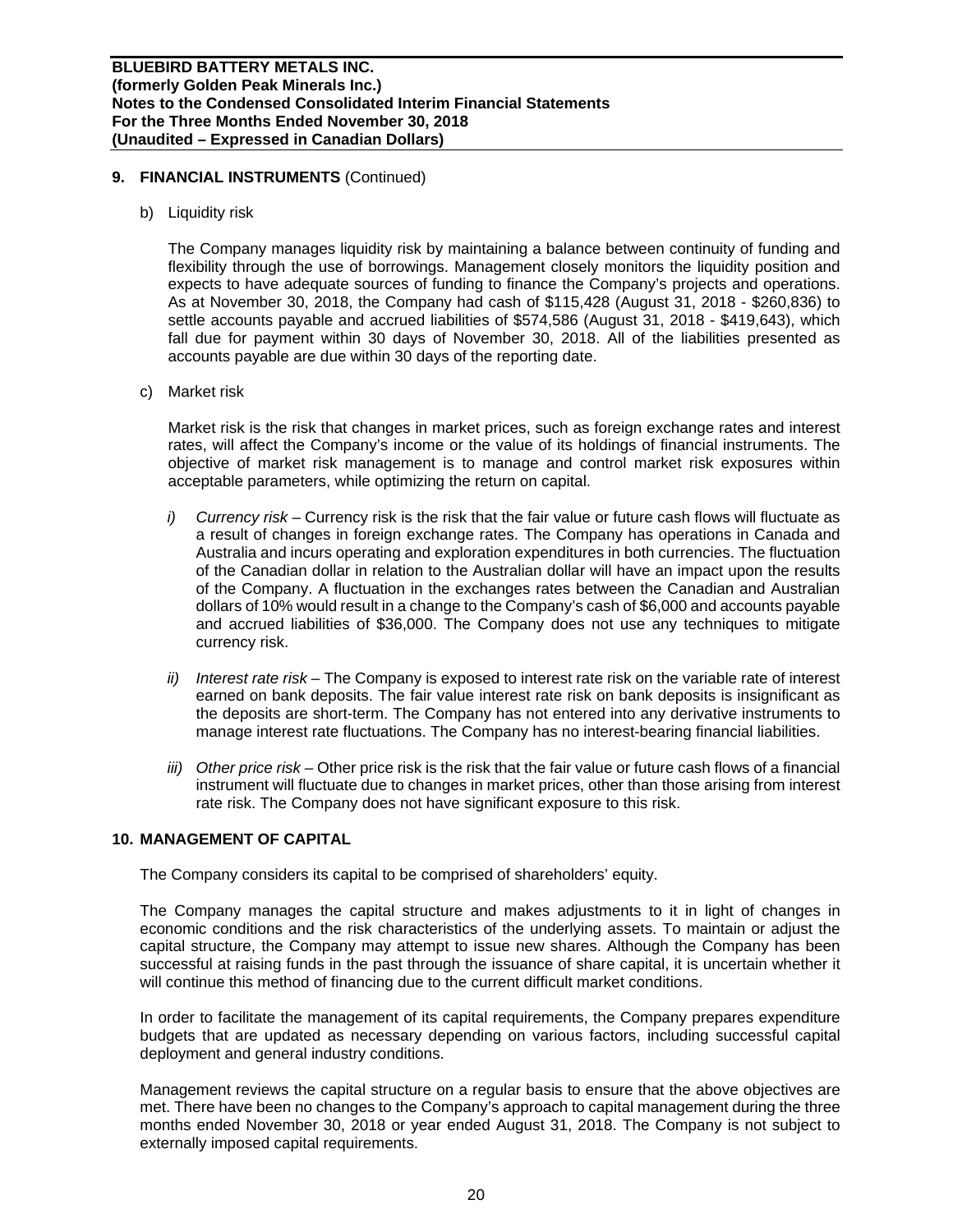## 9. FINANCIAL INSTRUMENTS (Continued)

b) Liquidity risk

The Company manages liquidity risk by maintaining a balance between continuity of funding and flexibility through the use of borrowings. Management closely monitors the liquidity position and expects to have adequate sources of funding to finance the Company's projects and operations. As at November 30, 2018, the Company had cash of $115,428 (August 31, 2018 - $260,836) to settle accounts payable and accrued liabilities of $574,586 (August 31, 2018 - $419,643), which fall due for payment within 30 days of November 30, 2018. All of the liabilities presented as accounts payable are due within 30 days of the reporting date.

c) Market risk

Market risk is the risk that changes in market prices, such as foreign exchange rates and interest rates, will affect the Company's income or the value of its holdings of financial instruments. The objective of market risk management is to manage and control market risk exposures within acceptable parameters, while optimizing the return on capital.

*i) Currency risk* – Currency risk is the risk that the fair value or future cash flows will fluctuate as a result of changes in foreign exchange rates. The Company has operations in Canada and Australia and incurs operating and exploration expenditures in both currencies. The fluctuation of the Canadian dollar in relation to the Australian dollar will have an impact upon the results of the Company. A fluctuation in the exchanges rates between the Canadian and Australian dollars of 10% would result in a change to the Company's cash of $6,000 and accounts payable and accrued liabilities of $36,000. The Company does not use any techniques to mitigate currency risk.

*ii) Interest rate risk* – The Company is exposed to interest rate risk on the variable rate of interest earned on bank deposits. The fair value interest rate risk on bank deposits is insignificant as the deposits are short-term. The Company has not entered into any derivative instruments to manage interest rate fluctuations. The Company has no interest-bearing financial liabilities.

*iii) Other price risk* – Other price risk is the risk that the fair value or future cash flows of a financial instrument will fluctuate due to changes in market prices, other than those arising from interest rate risk. The Company does not have significant exposure to this risk.

## 10. MANAGEMENT OF CAPITAL

The Company considers its capital to be comprised of shareholders' equity.

The Company manages the capital structure and makes adjustments to it in light of changes in economic conditions and the risk characteristics of the underlying assets. To maintain or adjust the capital structure, the Company may attempt to issue new shares. Although the Company has been successful at raising funds in the past through the issuance of share capital, it is uncertain whether it will continue this method of financing due to the current difficult market conditions.

In order to facilitate the management of its capital requirements, the Company prepares expenditure budgets that are updated as necessary depending on various factors, including successful capital deployment and general industry conditions.

Management reviews the capital structure on a regular basis to ensure that the above objectives are met. There have been no changes to the Company's approach to capital management during the three months ended November 30, 2018 or year ended August 31, 2018. The Company is not subject to externally imposed capital requirements.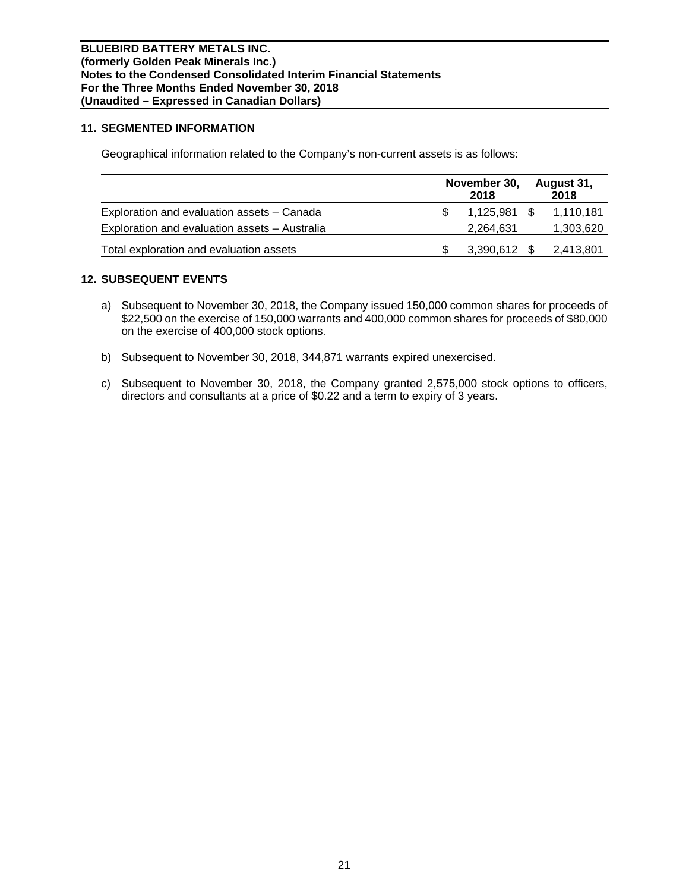## 11. SEGMENTED INFORMATION

Geographical information related to the Company's non-current assets is as follows:

| | November 30, 2018 | August 31, 2018 |
|---|---|---|
| Exploration and evaluation assets – Canada | $ 1,125,981 | $ 1,110,181 |
| Exploration and evaluation assets – Australia | 2,264,631 | 1,303,620 |
| Total exploration and evaluation assets | $ 3,390,612 | $ 2,413,801 |

## 12. SUBSEQUENT EVENTS

a) Subsequent to November 30, 2018, the Company issued 150,000 common shares for proceeds of $22,500 on the exercise of 150,000 warrants and 400,000 common shares for proceeds of $80,000 on the exercise of 400,000 stock options.

b) Subsequent to November 30, 2018, 344,871 warrants expired unexercised.

c) Subsequent to November 30, 2018, the Company granted 2,575,000 stock options to officers, directors and consultants at a price of $0.22 and a term to expiry of 3 years.